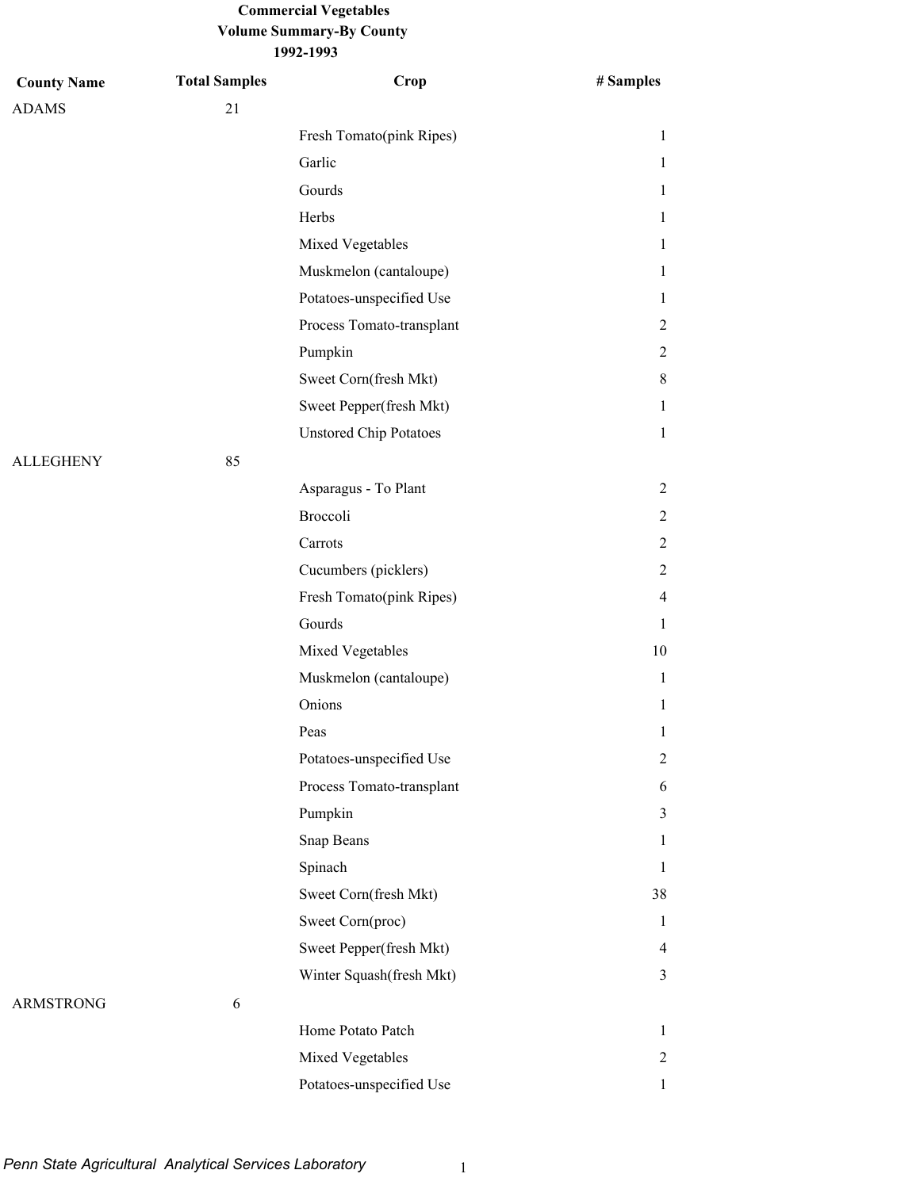**Commercial Vegetables**
**Volume Summary-By County**
**1992-1993**

| County Name | Total Samples | Crop | # Samples |
|---|---|---|---|
| ADAMS | 21 | | |
| | | Fresh Tomato(pink Ripes) | 1 |
| | | Garlic | 1 |
| | | Gourds | 1 |
| | | Herbs | 1 |
| | | Mixed Vegetables | 1 |
| | | Muskmelon (cantaloupe) | 1 |
| | | Potatoes-unspecified Use | 1 |
| | | Process Tomato-transplant | 2 |
| | | Pumpkin | 2 |
| | | Sweet Corn(fresh Mkt) | 8 |
| | | Sweet Pepper(fresh Mkt) | 1 |
| | | Unstored Chip Potatoes | 1 |
| ALLEGHENY | 85 | | |
| | | Asparagus - To Plant | 2 |
| | | Broccoli | 2 |
| | | Carrots | 2 |
| | | Cucumbers (picklers) | 2 |
| | | Fresh Tomato(pink Ripes) | 4 |
| | | Gourds | 1 |
| | | Mixed Vegetables | 10 |
| | | Muskmelon (cantaloupe) | 1 |
| | | Onions | 1 |
| | | Peas | 1 |
| | | Potatoes-unspecified Use | 2 |
| | | Process Tomato-transplant | 6 |
| | | Pumpkin | 3 |
| | | Snap Beans | 1 |
| | | Spinach | 1 |
| | | Sweet Corn(fresh Mkt) | 38 |
| | | Sweet Corn(proc) | 1 |
| | | Sweet Pepper(fresh Mkt) | 4 |
| | | Winter Squash(fresh Mkt) | 3 |
| ARMSTRONG | 6 | | |
| | | Home Potato Patch | 1 |
| | | Mixed Vegetables | 2 |
| | | Potatoes-unspecified Use | 1 |

*Penn State Agricultural Analytical Services Laboratory*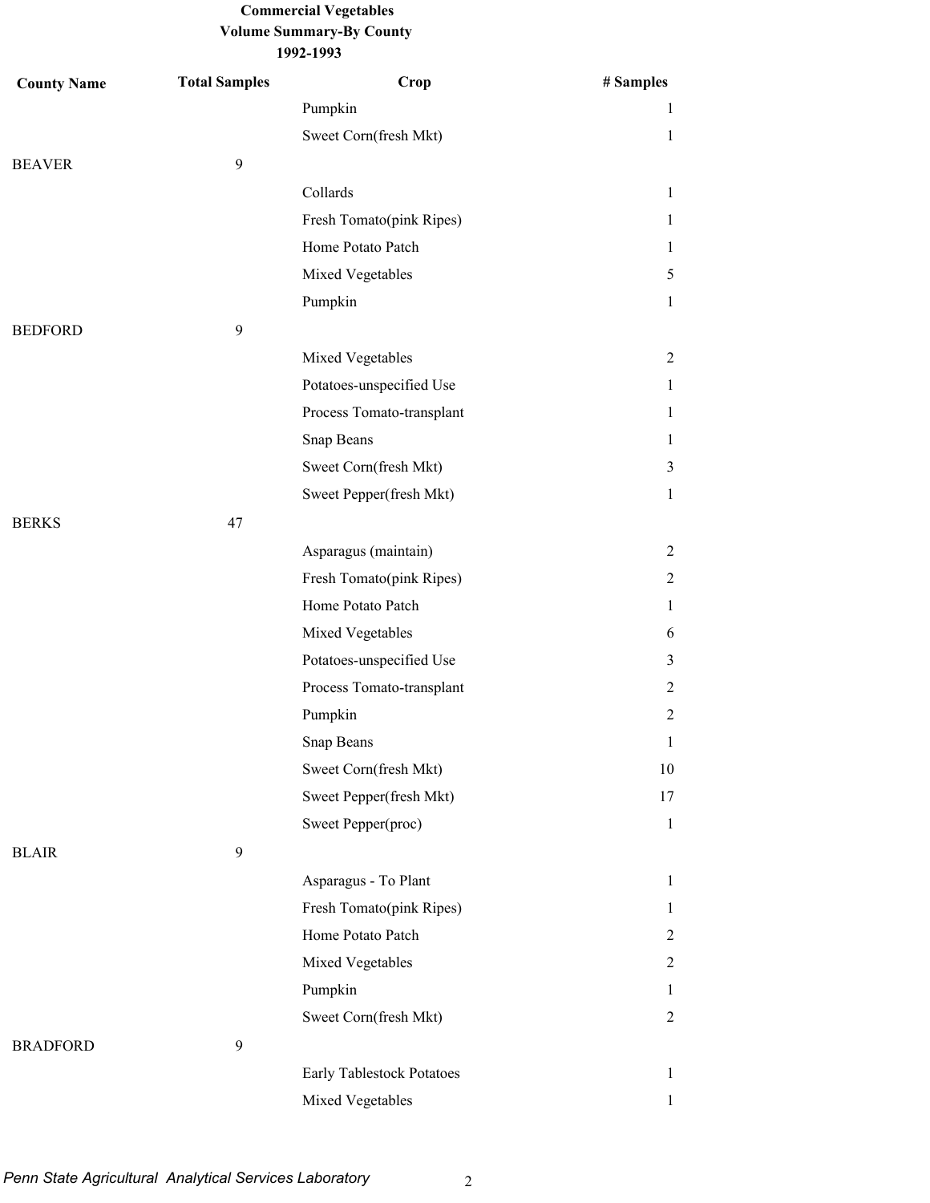**Commercial Vegetables**
**Volume Summary-By County**
**1992-1993**

| County Name | Total Samples | Crop | # Samples |
|---|---|---|---|
| | | Pumpkin | 1 |
| | | Sweet Corn(fresh Mkt) | 1 |
| BEAVER | 9 | | |
| | | Collards | 1 |
| | | Fresh Tomato(pink Ripes) | 1 |
| | | Home Potato Patch | 1 |
| | | Mixed Vegetables | 5 |
| | | Pumpkin | 1 |
| BEDFORD | 9 | | |
| | | Mixed Vegetables | 2 |
| | | Potatoes-unspecified Use | 1 |
| | | Process Tomato-transplant | 1 |
| | | Snap Beans | 1 |
| | | Sweet Corn(fresh Mkt) | 3 |
| | | Sweet Pepper(fresh Mkt) | 1 |
| BERKS | 47 | | |
| | | Asparagus (maintain) | 2 |
| | | Fresh Tomato(pink Ripes) | 2 |
| | | Home Potato Patch | 1 |
| | | Mixed Vegetables | 6 |
| | | Potatoes-unspecified Use | 3 |
| | | Process Tomato-transplant | 2 |
| | | Pumpkin | 2 |
| | | Snap Beans | 1 |
| | | Sweet Corn(fresh Mkt) | 10 |
| | | Sweet Pepper(fresh Mkt) | 17 |
| | | Sweet Pepper(proc) | 1 |
| BLAIR | 9 | | |
| | | Asparagus - To Plant | 1 |
| | | Fresh Tomato(pink Ripes) | 1 |
| | | Home Potato Patch | 2 |
| | | Mixed Vegetables | 2 |
| | | Pumpkin | 1 |
| | | Sweet Corn(fresh Mkt) | 2 |
| BRADFORD | 9 | | |
| | | Early Tablestock Potatoes | 1 |
| | | Mixed Vegetables | 1 |

*Penn State Agricultural Analytical Services Laboratory*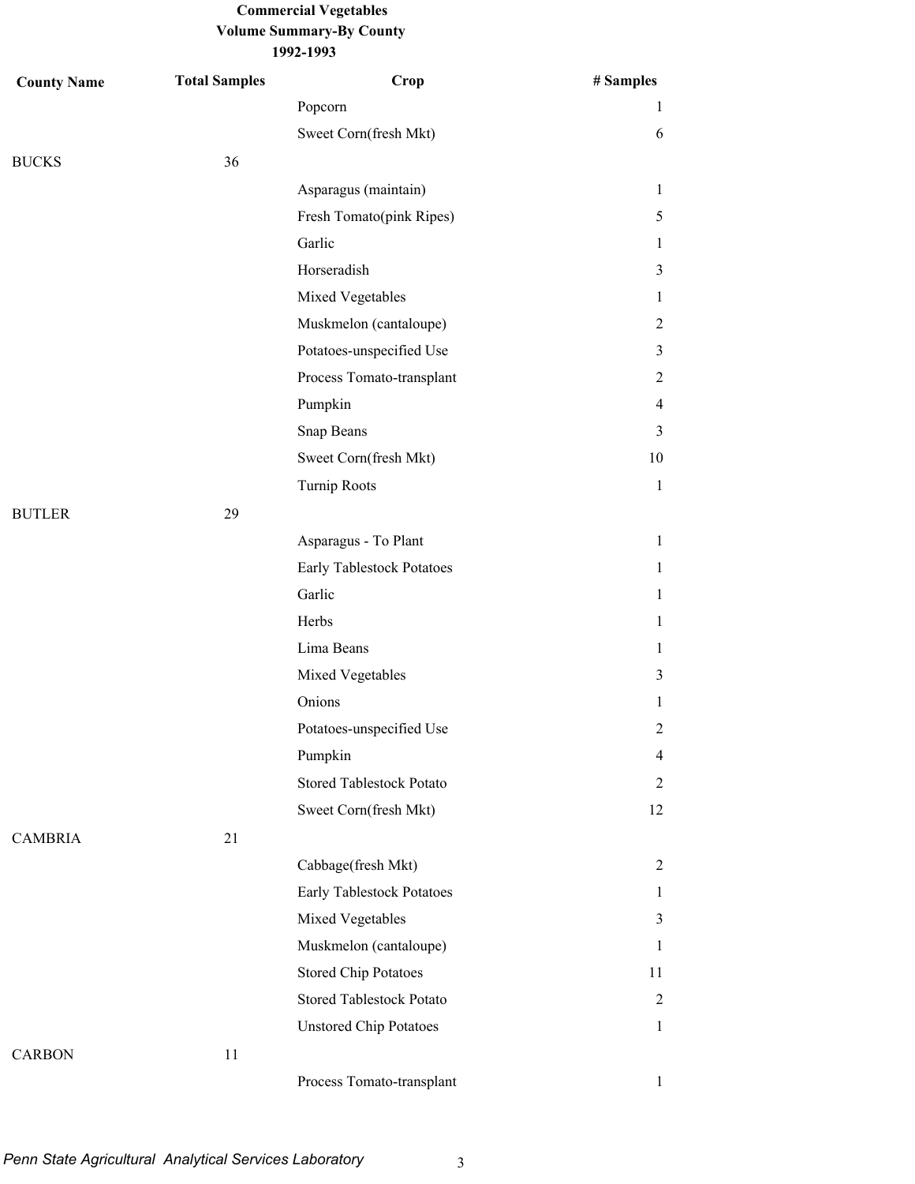**Commercial Vegetables**
**Volume Summary-By County**
**1992-1993**

| County Name | Total Samples | Crop | # Samples |
|---|---|---|---|
| | | Popcorn | 1 |
| | | Sweet Corn(fresh Mkt) | 6 |
| BUCKS | 36 | | |
| | | Asparagus (maintain) | 1 |
| | | Fresh Tomato(pink Ripes) | 5 |
| | | Garlic | 1 |
| | | Horseradish | 3 |
| | | Mixed Vegetables | 1 |
| | | Muskmelon (cantaloupe) | 2 |
| | | Potatoes-unspecified Use | 3 |
| | | Process Tomato-transplant | 2 |
| | | Pumpkin | 4 |
| | | Snap Beans | 3 |
| | | Sweet Corn(fresh Mkt) | 10 |
| | | Turnip Roots | 1 |
| BUTLER | 29 | | |
| | | Asparagus - To Plant | 1 |
| | | Early Tablestock Potatoes | 1 |
| | | Garlic | 1 |
| | | Herbs | 1 |
| | | Lima Beans | 1 |
| | | Mixed Vegetables | 3 |
| | | Onions | 1 |
| | | Potatoes-unspecified Use | 2 |
| | | Pumpkin | 4 |
| | | Stored Tablestock Potato | 2 |
| | | Sweet Corn(fresh Mkt) | 12 |
| CAMBRIA | 21 | | |
| | | Cabbage(fresh Mkt) | 2 |
| | | Early Tablestock Potatoes | 1 |
| | | Mixed Vegetables | 3 |
| | | Muskmelon (cantaloupe) | 1 |
| | | Stored Chip Potatoes | 11 |
| | | Stored Tablestock Potato | 2 |
| | | Unstored Chip Potatoes | 1 |
| CARBON | 11 | | |
| | | Process Tomato-transplant | 1 |

*Penn State Agricultural Analytical Services Laboratory*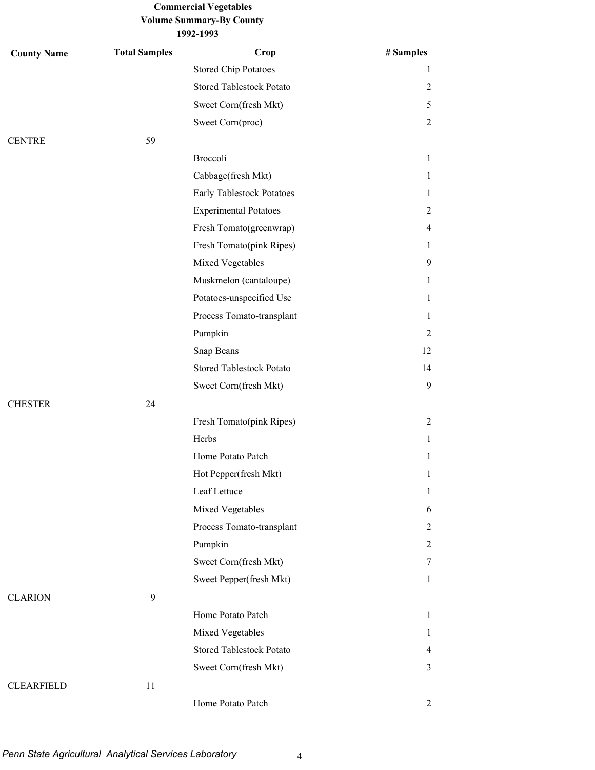**Commercial Vegetables**
**Volume Summary-By County**
**1992-1993**

| County Name | Total Samples | Crop | # Samples |
|---|---|---|---|
| | | Stored Chip Potatoes | 1 |
| | | Stored Tablestock Potato | 2 |
| | | Sweet Corn(fresh Mkt) | 5 |
| | | Sweet Corn(proc) | 2 |
| CENTRE | 59 | | |
| | | Broccoli | 1 |
| | | Cabbage(fresh Mkt) | 1 |
| | | Early Tablestock Potatoes | 1 |
| | | Experimental Potatoes | 2 |
| | | Fresh Tomato(greenwrap) | 4 |
| | | Fresh Tomato(pink Ripes) | 1 |
| | | Mixed Vegetables | 9 |
| | | Muskmelon (cantaloupe) | 1 |
| | | Potatoes-unspecified Use | 1 |
| | | Process Tomato-transplant | 1 |
| | | Pumpkin | 2 |
| | | Snap Beans | 12 |
| | | Stored Tablestock Potato | 14 |
| | | Sweet Corn(fresh Mkt) | 9 |
| CHESTER | 24 | | |
| | | Fresh Tomato(pink Ripes) | 2 |
| | | Herbs | 1 |
| | | Home Potato Patch | 1 |
| | | Hot Pepper(fresh Mkt) | 1 |
| | | Leaf Lettuce | 1 |
| | | Mixed Vegetables | 6 |
| | | Process Tomato-transplant | 2 |
| | | Pumpkin | 2 |
| | | Sweet Corn(fresh Mkt) | 7 |
| | | Sweet Pepper(fresh Mkt) | 1 |
| CLARION | 9 | | |
| | | Home Potato Patch | 1 |
| | | Mixed Vegetables | 1 |
| | | Stored Tablestock Potato | 4 |
| | | Sweet Corn(fresh Mkt) | 3 |
| CLEARFIELD | 11 | | |
| | | Home Potato Patch | 2 |

*Penn State Agricultural Analytical Services Laboratory*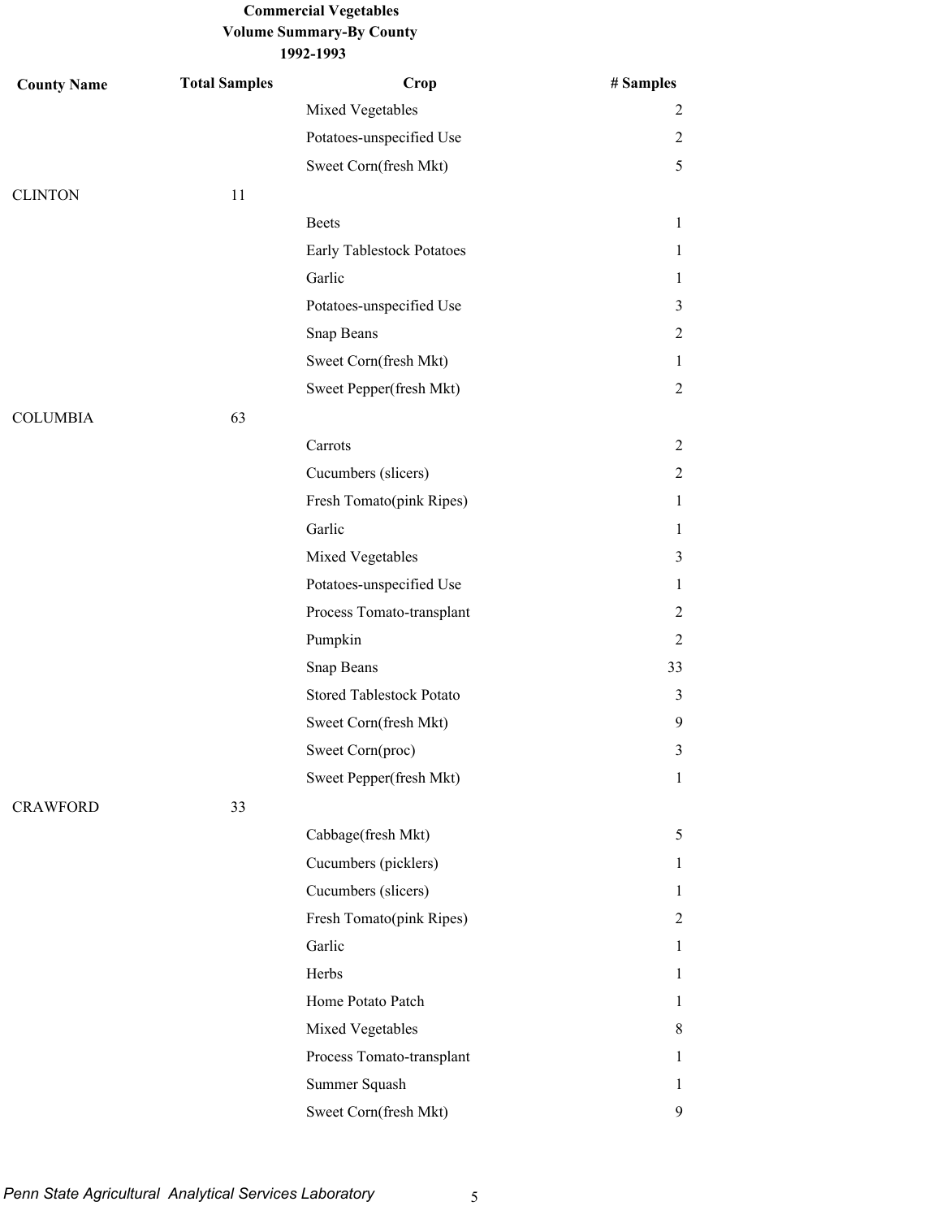**Commercial Vegetables**
**Volume Summary-By County**
**1992-1993**

| County Name | Total Samples | Crop | # Samples |
|---|---|---|---|
| | | Mixed Vegetables | 2 |
| | | Potatoes-unspecified Use | 2 |
| | | Sweet Corn(fresh Mkt) | 5 |
| CLINTON | 11 | | |
| | | Beets | 1 |
| | | Early Tablestock Potatoes | 1 |
| | | Garlic | 1 |
| | | Potatoes-unspecified Use | 3 |
| | | Snap Beans | 2 |
| | | Sweet Corn(fresh Mkt) | 1 |
| | | Sweet Pepper(fresh Mkt) | 2 |
| COLUMBIA | 63 | | |
| | | Carrots | 2 |
| | | Cucumbers (slicers) | 2 |
| | | Fresh Tomato(pink Ripes) | 1 |
| | | Garlic | 1 |
| | | Mixed Vegetables | 3 |
| | | Potatoes-unspecified Use | 1 |
| | | Process Tomato-transplant | 2 |
| | | Pumpkin | 2 |
| | | Snap Beans | 33 |
| | | Stored Tablestock Potato | 3 |
| | | Sweet Corn(fresh Mkt) | 9 |
| | | Sweet Corn(proc) | 3 |
| | | Sweet Pepper(fresh Mkt) | 1 |
| CRAWFORD | 33 | | |
| | | Cabbage(fresh Mkt) | 5 |
| | | Cucumbers (picklers) | 1 |
| | | Cucumbers (slicers) | 1 |
| | | Fresh Tomato(pink Ripes) | 2 |
| | | Garlic | 1 |
| | | Herbs | 1 |
| | | Home Potato Patch | 1 |
| | | Mixed Vegetables | 8 |
| | | Process Tomato-transplant | 1 |
| | | Summer Squash | 1 |
| | | Sweet Corn(fresh Mkt) | 9 |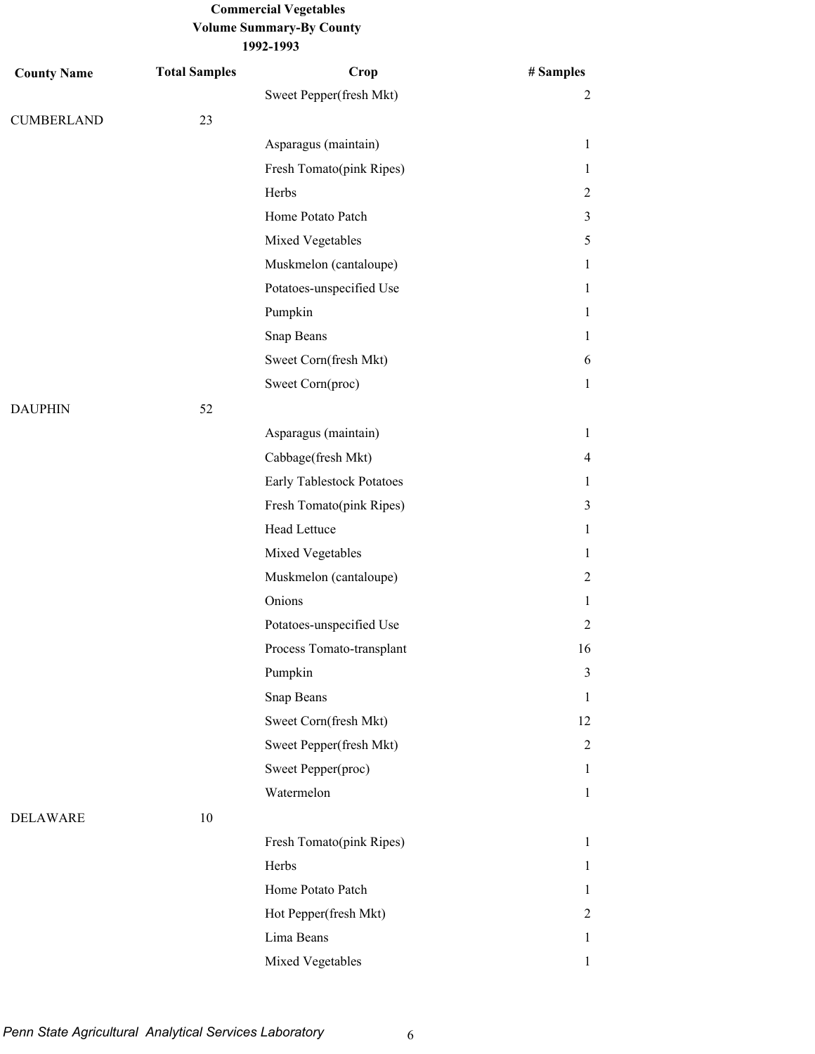**Commercial Vegetables**
**Volume Summary-By County**
**1992-1993**

| County Name | Total Samples | Crop | # Samples |
|---|---|---|---|
| | | Sweet Pepper(fresh Mkt) | 2 |
| CUMBERLAND | 23 | | |
| | | Asparagus (maintain) | 1 |
| | | Fresh Tomato(pink Ripes) | 1 |
| | | Herbs | 2 |
| | | Home Potato Patch | 3 |
| | | Mixed Vegetables | 5 |
| | | Muskmelon (cantaloupe) | 1 |
| | | Potatoes-unspecified Use | 1 |
| | | Pumpkin | 1 |
| | | Snap Beans | 1 |
| | | Sweet Corn(fresh Mkt) | 6 |
| | | Sweet Corn(proc) | 1 |
| DAUPHIN | 52 | | |
| | | Asparagus (maintain) | 1 |
| | | Cabbage(fresh Mkt) | 4 |
| | | Early Tablestock Potatoes | 1 |
| | | Fresh Tomato(pink Ripes) | 3 |
| | | Head Lettuce | 1 |
| | | Mixed Vegetables | 1 |
| | | Muskmelon (cantaloupe) | 2 |
| | | Onions | 1 |
| | | Potatoes-unspecified Use | 2 |
| | | Process Tomato-transplant | 16 |
| | | Pumpkin | 3 |
| | | Snap Beans | 1 |
| | | Sweet Corn(fresh Mkt) | 12 |
| | | Sweet Pepper(fresh Mkt) | 2 |
| | | Sweet Pepper(proc) | 1 |
| | | Watermelon | 1 |
| DELAWARE | 10 | | |
| | | Fresh Tomato(pink Ripes) | 1 |
| | | Herbs | 1 |
| | | Home Potato Patch | 1 |
| | | Hot Pepper(fresh Mkt) | 2 |
| | | Lima Beans | 1 |
| | | Mixed Vegetables | 1 |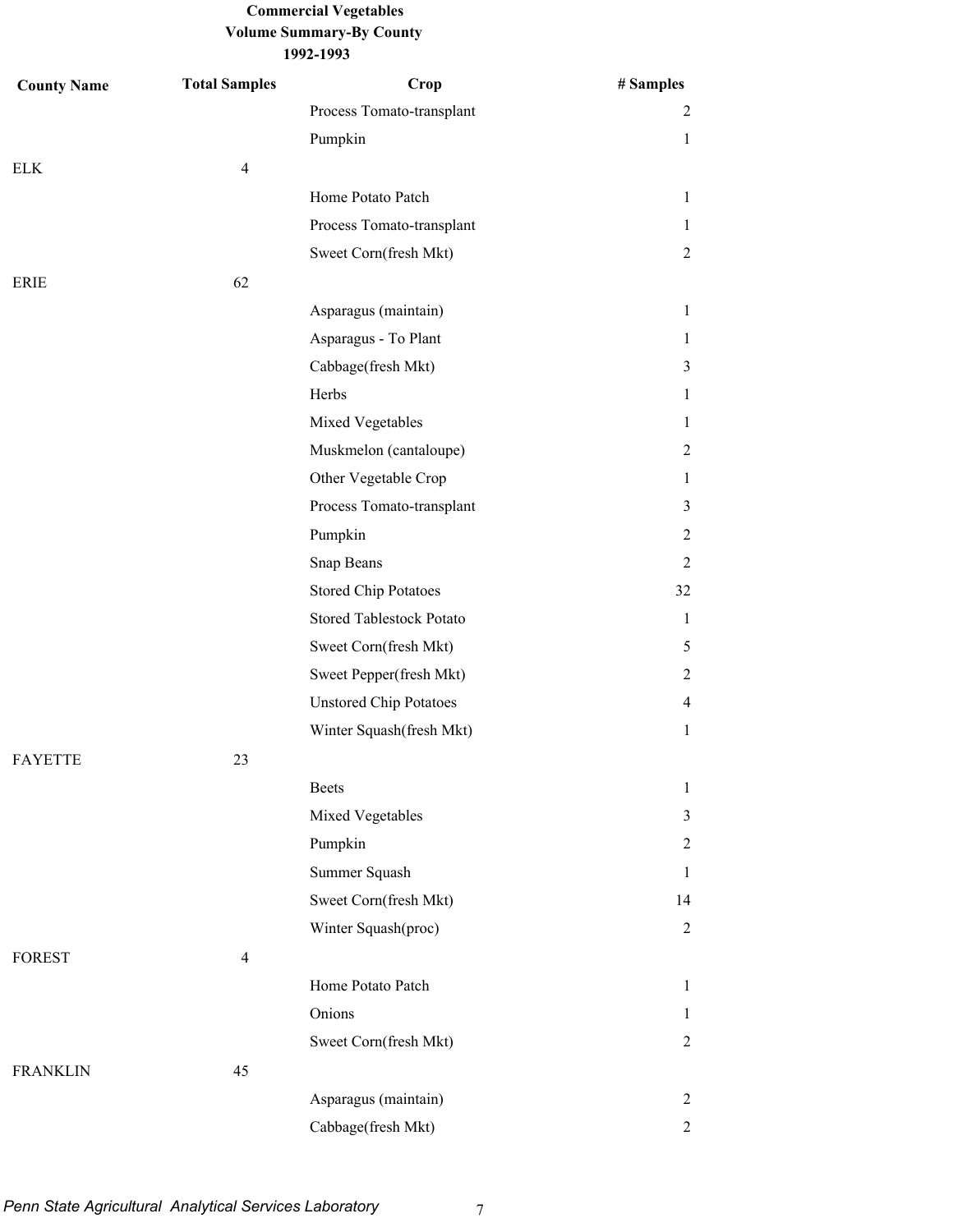**Commercial Vegetables**
**Volume Summary-By County**
**1992-1993**

| County Name | Total Samples | Crop | # Samples |
|---|---|---|---|
| | | Process Tomato-transplant | 2 |
| | | Pumpkin | 1 |
| ELK | 4 | | |
| | | Home Potato Patch | 1 |
| | | Process Tomato-transplant | 1 |
| | | Sweet Corn(fresh Mkt) | 2 |
| ERIE | 62 | | |
| | | Asparagus (maintain) | 1 |
| | | Asparagus - To Plant | 1 |
| | | Cabbage(fresh Mkt) | 3 |
| | | Herbs | 1 |
| | | Mixed Vegetables | 1 |
| | | Muskmelon (cantaloupe) | 2 |
| | | Other Vegetable Crop | 1 |
| | | Process Tomato-transplant | 3 |
| | | Pumpkin | 2 |
| | | Snap Beans | 2 |
| | | Stored Chip Potatoes | 32 |
| | | Stored Tablestock Potato | 1 |
| | | Sweet Corn(fresh Mkt) | 5 |
| | | Sweet Pepper(fresh Mkt) | 2 |
| | | Unstored Chip Potatoes | 4 |
| | | Winter Squash(fresh Mkt) | 1 |
| FAYETTE | 23 | | |
| | | Beets | 1 |
| | | Mixed Vegetables | 3 |
| | | Pumpkin | 2 |
| | | Summer Squash | 1 |
| | | Sweet Corn(fresh Mkt) | 14 |
| | | Winter Squash(proc) | 2 |
| FOREST | 4 | | |
| | | Home Potato Patch | 1 |
| | | Onions | 1 |
| | | Sweet Corn(fresh Mkt) | 2 |
| FRANKLIN | 45 | | |
| | | Asparagus (maintain) | 2 |
| | | Cabbage(fresh Mkt) | 2 |

*Penn State Agricultural Analytical Services Laboratory*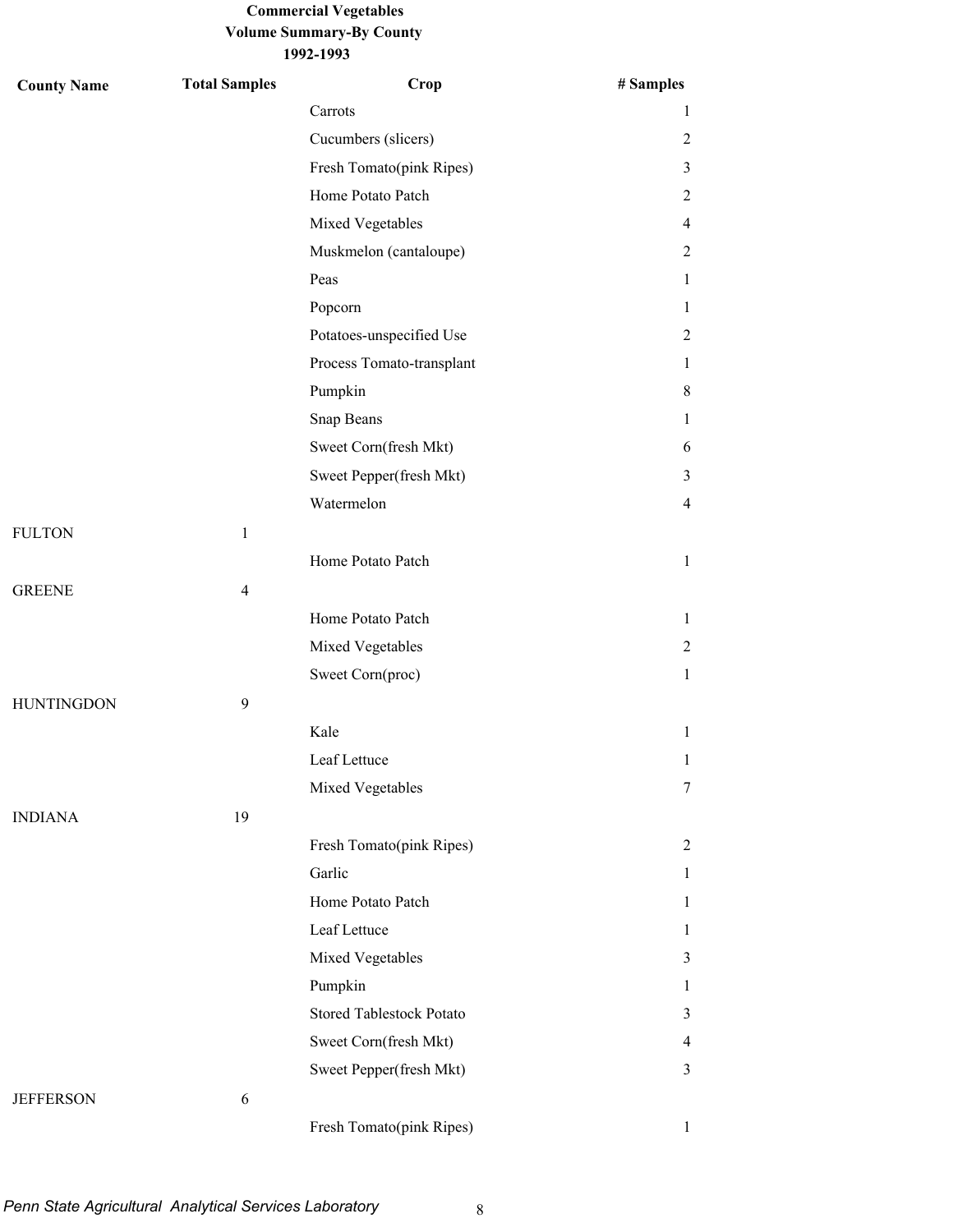**Commercial Vegetables**
**Volume Summary-By County**
**1992-1993**

| County Name | Total Samples | Crop | # Samples |
|---|---|---|---|
| | | Carrots | 1 |
| | | Cucumbers (slicers) | 2 |
| | | Fresh Tomato(pink Ripes) | 3 |
| | | Home Potato Patch | 2 |
| | | Mixed Vegetables | 4 |
| | | Muskmelon (cantaloupe) | 2 |
| | | Peas | 1 |
| | | Popcorn | 1 |
| | | Potatoes-unspecified Use | 2 |
| | | Process Tomato-transplant | 1 |
| | | Pumpkin | 8 |
| | | Snap Beans | 1 |
| | | Sweet Corn(fresh Mkt) | 6 |
| | | Sweet Pepper(fresh Mkt) | 3 |
| | | Watermelon | 4 |
| FULTON | 1 | | |
| | | Home Potato Patch | 1 |
| GREENE | 4 | | |
| | | Home Potato Patch | 1 |
| | | Mixed Vegetables | 2 |
| | | Sweet Corn(proc) | 1 |
| HUNTINGDON | 9 | | |
| | | Kale | 1 |
| | | Leaf Lettuce | 1 |
| | | Mixed Vegetables | 7 |
| INDIANA | 19 | | |
| | | Fresh Tomato(pink Ripes) | 2 |
| | | Garlic | 1 |
| | | Home Potato Patch | 1 |
| | | Leaf Lettuce | 1 |
| | | Mixed Vegetables | 3 |
| | | Pumpkin | 1 |
| | | Stored Tablestock Potato | 3 |
| | | Sweet Corn(fresh Mkt) | 4 |
| | | Sweet Pepper(fresh Mkt) | 3 |
| JEFFERSON | 6 | | |
| | | Fresh Tomato(pink Ripes) | 1 |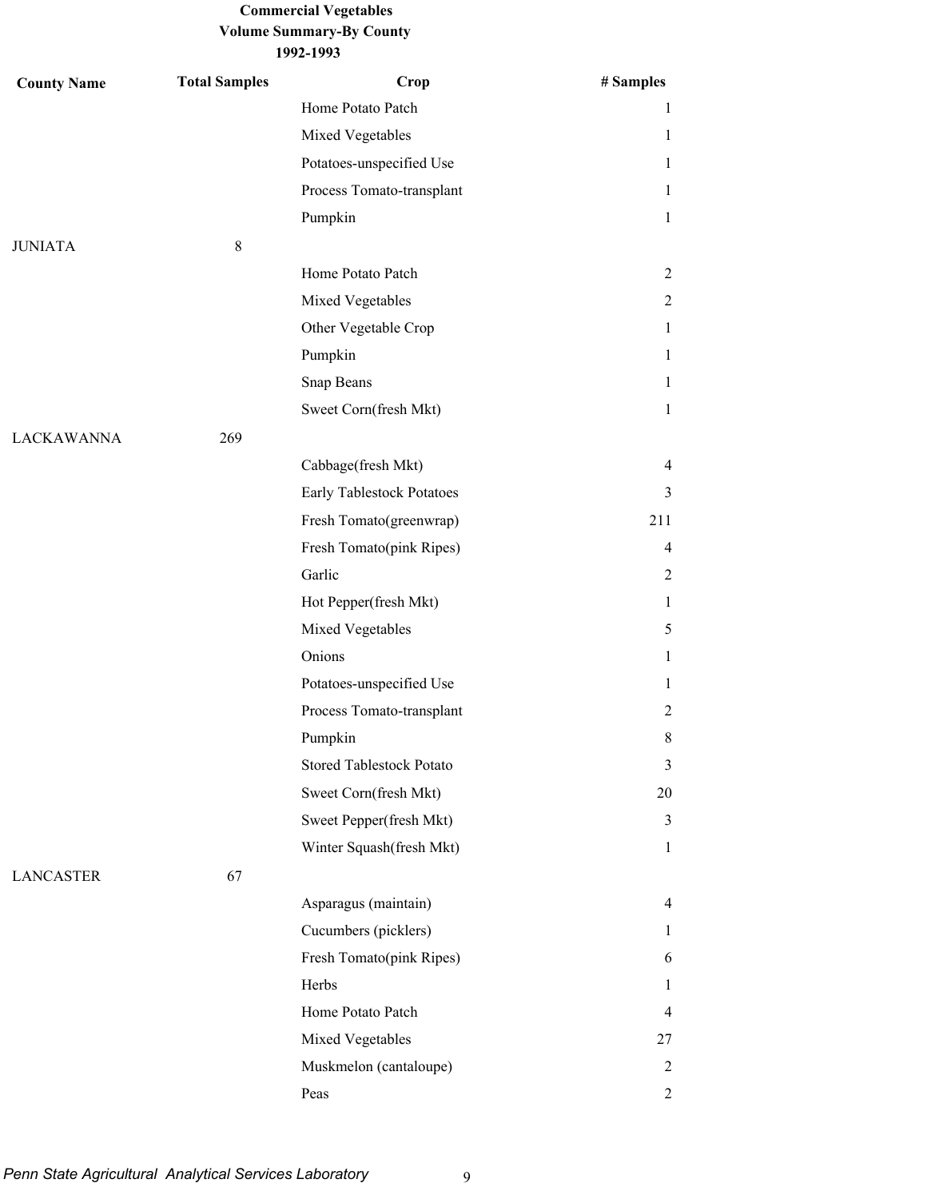**Commercial Vegetables**
**Volume Summary-By County**
**1992-1993**

| County Name | Total Samples | Crop | # Samples |
|---|---|---|---|
| | | Home Potato Patch | 1 |
| | | Mixed Vegetables | 1 |
| | | Potatoes-unspecified Use | 1 |
| | | Process Tomato-transplant | 1 |
| | | Pumpkin | 1 |
| JUNIATA | 8 | | |
| | | Home Potato Patch | 2 |
| | | Mixed Vegetables | 2 |
| | | Other Vegetable Crop | 1 |
| | | Pumpkin | 1 |
| | | Snap Beans | 1 |
| | | Sweet Corn(fresh Mkt) | 1 |
| LACKAWANNA | 269 | | |
| | | Cabbage(fresh Mkt) | 4 |
| | | Early Tablestock Potatoes | 3 |
| | | Fresh Tomato(greenwrap) | 211 |
| | | Fresh Tomato(pink Ripes) | 4 |
| | | Garlic | 2 |
| | | Hot Pepper(fresh Mkt) | 1 |
| | | Mixed Vegetables | 5 |
| | | Onions | 1 |
| | | Potatoes-unspecified Use | 1 |
| | | Process Tomato-transplant | 2 |
| | | Pumpkin | 8 |
| | | Stored Tablestock Potato | 3 |
| | | Sweet Corn(fresh Mkt) | 20 |
| | | Sweet Pepper(fresh Mkt) | 3 |
| | | Winter Squash(fresh Mkt) | 1 |
| LANCASTER | 67 | | |
| | | Asparagus (maintain) | 4 |
| | | Cucumbers (picklers) | 1 |
| | | Fresh Tomato(pink Ripes) | 6 |
| | | Herbs | 1 |
| | | Home Potato Patch | 4 |
| | | Mixed Vegetables | 27 |
| | | Muskmelon (cantaloupe) | 2 |
| | | Peas | 2 |

*Penn State Agricultural Analytical Services Laboratory*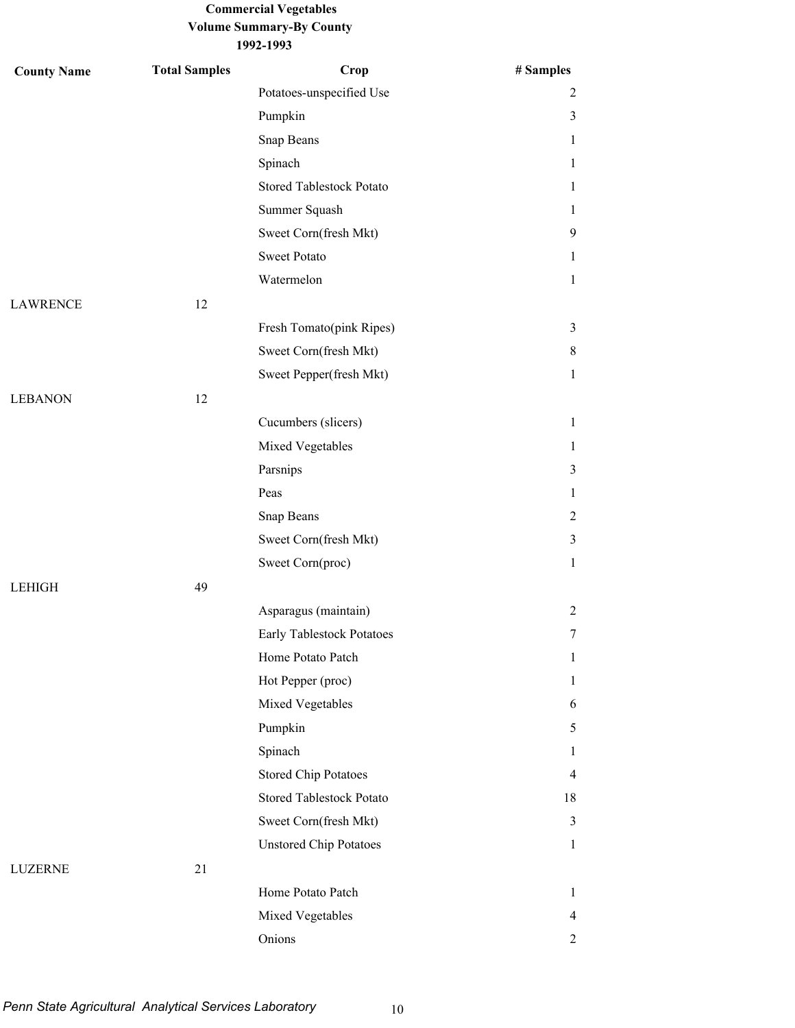**Commercial Vegetables**
**Volume Summary-By County**
**1992-1993**

| County Name | Total Samples | Crop | # Samples |
|---|---|---|---|
| | | Potatoes-unspecified Use | 2 |
| | | Pumpkin | 3 |
| | | Snap Beans | 1 |
| | | Spinach | 1 |
| | | Stored Tablestock Potato | 1 |
| | | Summer Squash | 1 |
| | | Sweet Corn(fresh Mkt) | 9 |
| | | Sweet Potato | 1 |
| | | Watermelon | 1 |
| LAWRENCE | 12 | | |
| | | Fresh Tomato(pink Ripes) | 3 |
| | | Sweet Corn(fresh Mkt) | 8 |
| | | Sweet Pepper(fresh Mkt) | 1 |
| LEBANON | 12 | | |
| | | Cucumbers (slicers) | 1 |
| | | Mixed Vegetables | 1 |
| | | Parsnips | 3 |
| | | Peas | 1 |
| | | Snap Beans | 2 |
| | | Sweet Corn(fresh Mkt) | 3 |
| | | Sweet Corn(proc) | 1 |
| LEHIGH | 49 | | |
| | | Asparagus (maintain) | 2 |
| | | Early Tablestock Potatoes | 7 |
| | | Home Potato Patch | 1 |
| | | Hot Pepper (proc) | 1 |
| | | Mixed Vegetables | 6 |
| | | Pumpkin | 5 |
| | | Spinach | 1 |
| | | Stored Chip Potatoes | 4 |
| | | Stored Tablestock Potato | 18 |
| | | Sweet Corn(fresh Mkt) | 3 |
| | | Unstored Chip Potatoes | 1 |
| LUZERNE | 21 | | |
| | | Home Potato Patch | 1 |
| | | Mixed Vegetables | 4 |
| | | Onions | 2 |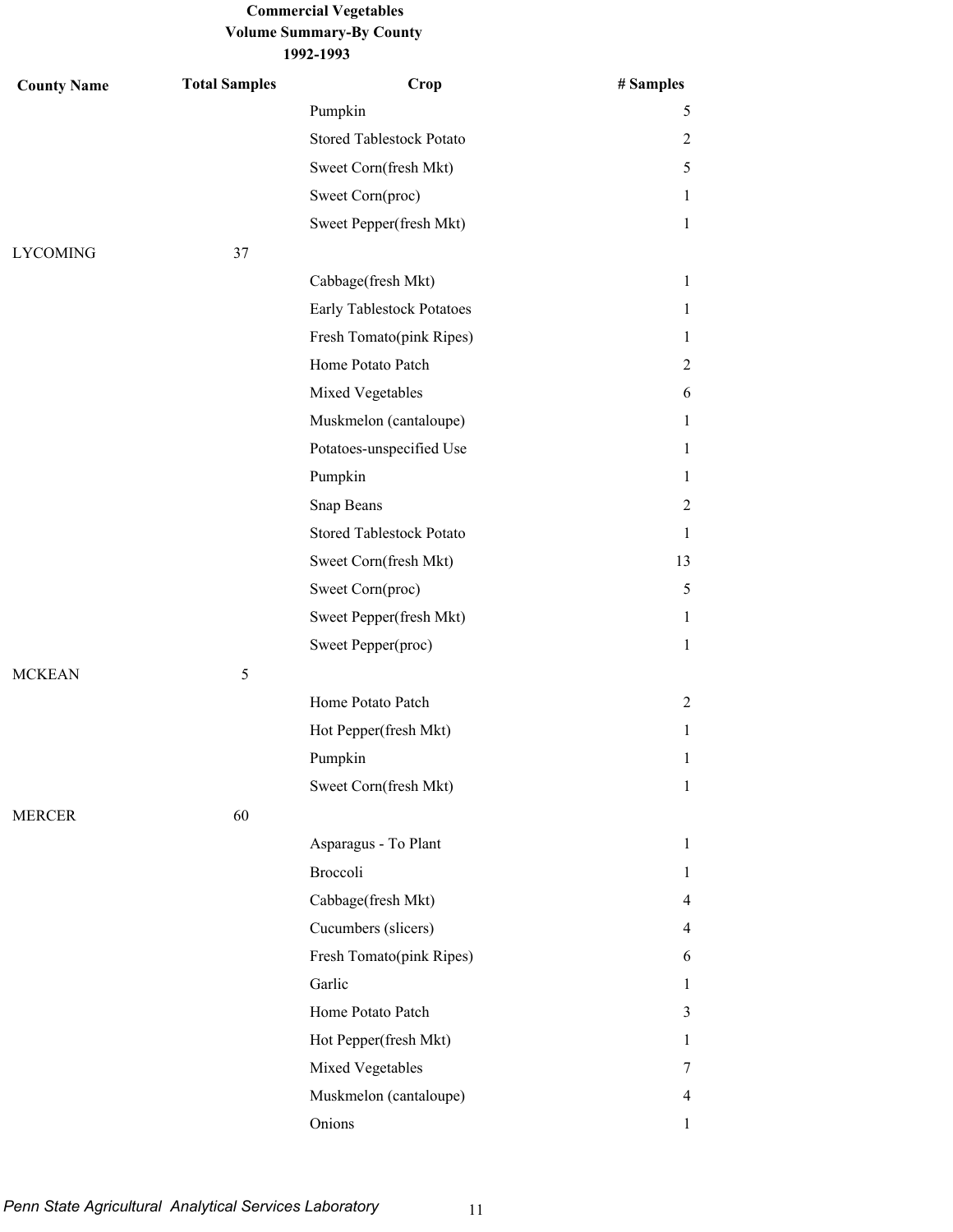**Commercial Vegetables**
**Volume Summary-By County**
**1992-1993**

| County Name | Total Samples | Crop | # Samples |
|---|---|---|---|
| | | Pumpkin | 5 |
| | | Stored Tablestock Potato | 2 |
| | | Sweet Corn(fresh Mkt) | 5 |
| | | Sweet Corn(proc) | 1 |
| | | Sweet Pepper(fresh Mkt) | 1 |
| LYCOMING | 37 | | |
| | | Cabbage(fresh Mkt) | 1 |
| | | Early Tablestock Potatoes | 1 |
| | | Fresh Tomato(pink Ripes) | 1 |
| | | Home Potato Patch | 2 |
| | | Mixed Vegetables | 6 |
| | | Muskmelon (cantaloupe) | 1 |
| | | Potatoes-unspecified Use | 1 |
| | | Pumpkin | 1 |
| | | Snap Beans | 2 |
| | | Stored Tablestock Potato | 1 |
| | | Sweet Corn(fresh Mkt) | 13 |
| | | Sweet Corn(proc) | 5 |
| | | Sweet Pepper(fresh Mkt) | 1 |
| | | Sweet Pepper(proc) | 1 |
| MCKEAN | 5 | | |
| | | Home Potato Patch | 2 |
| | | Hot Pepper(fresh Mkt) | 1 |
| | | Pumpkin | 1 |
| | | Sweet Corn(fresh Mkt) | 1 |
| MERCER | 60 | | |
| | | Asparagus - To Plant | 1 |
| | | Broccoli | 1 |
| | | Cabbage(fresh Mkt) | 4 |
| | | Cucumbers (slicers) | 4 |
| | | Fresh Tomato(pink Ripes) | 6 |
| | | Garlic | 1 |
| | | Home Potato Patch | 3 |
| | | Hot Pepper(fresh Mkt) | 1 |
| | | Mixed Vegetables | 7 |
| | | Muskmelon (cantaloupe) | 4 |
| | | Onions | 1 |

*Penn State Agricultural Analytical Services Laboratory*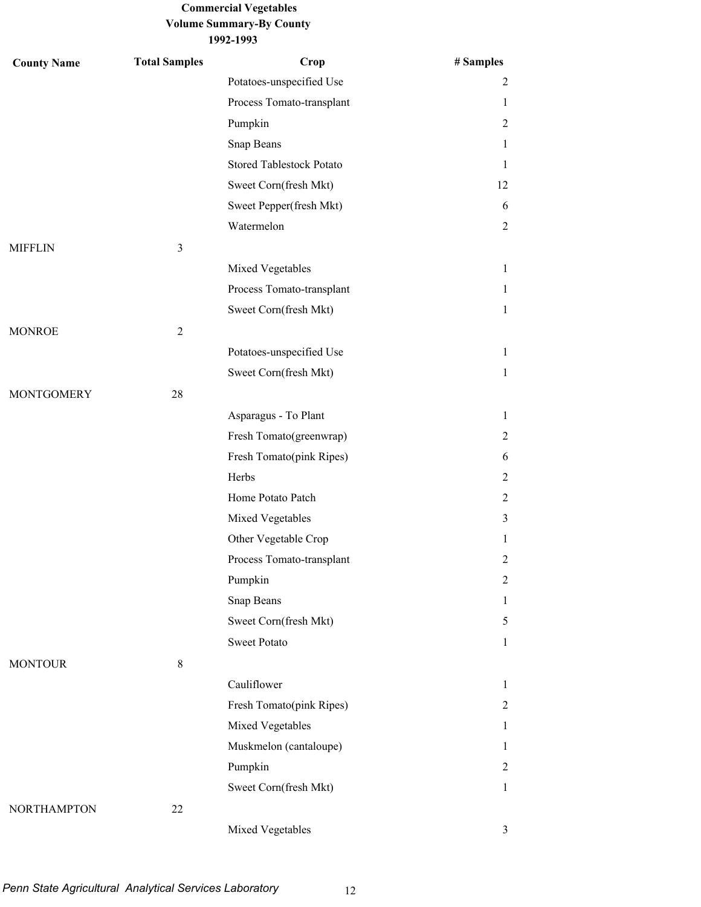**Commercial Vegetables**
**Volume Summary-By County**
**1992-1993**

| County Name | Total Samples | Crop | # Samples |
|---|---|---|---|
| | | Potatoes-unspecified Use | 2 |
| | | Process Tomato-transplant | 1 |
| | | Pumpkin | 2 |
| | | Snap Beans | 1 |
| | | Stored Tablestock Potato | 1 |
| | | Sweet Corn(fresh Mkt) | 12 |
| | | Sweet Pepper(fresh Mkt) | 6 |
| | | Watermelon | 2 |
| MIFFLIN | 3 | | |
| | | Mixed Vegetables | 1 |
| | | Process Tomato-transplant | 1 |
| | | Sweet Corn(fresh Mkt) | 1 |
| MONROE | 2 | | |
| | | Potatoes-unspecified Use | 1 |
| | | Sweet Corn(fresh Mkt) | 1 |
| MONTGOMERY | 28 | | |
| | | Asparagus - To Plant | 1 |
| | | Fresh Tomato(greenwrap) | 2 |
| | | Fresh Tomato(pink Ripes) | 6 |
| | | Herbs | 2 |
| | | Home Potato Patch | 2 |
| | | Mixed Vegetables | 3 |
| | | Other Vegetable Crop | 1 |
| | | Process Tomato-transplant | 2 |
| | | Pumpkin | 2 |
| | | Snap Beans | 1 |
| | | Sweet Corn(fresh Mkt) | 5 |
| | | Sweet Potato | 1 |
| MONTOUR | 8 | | |
| | | Cauliflower | 1 |
| | | Fresh Tomato(pink Ripes) | 2 |
| | | Mixed Vegetables | 1 |
| | | Muskmelon (cantaloupe) | 1 |
| | | Pumpkin | 2 |
| | | Sweet Corn(fresh Mkt) | 1 |
| NORTHAMPTON | 22 | | |
| | | Mixed Vegetables | 3 |

*Penn State Agricultural Analytical Services Laboratory*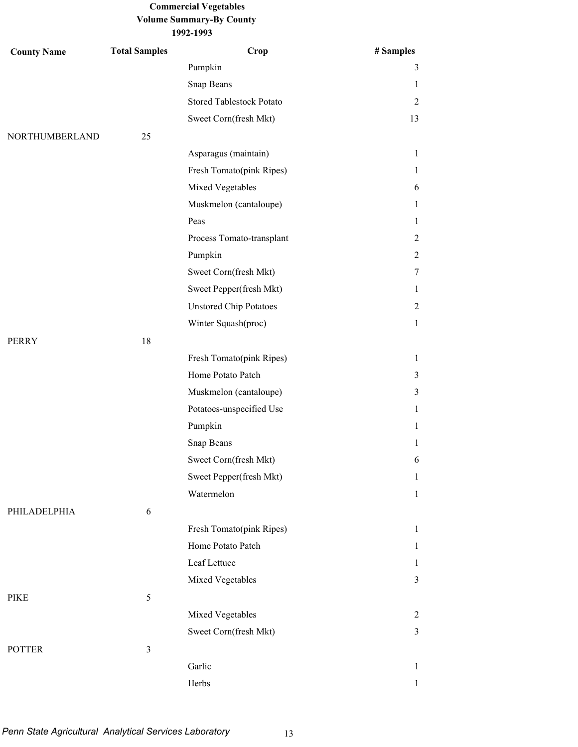**Commercial Vegetables**
**Volume Summary-By County**
**1992-1993**

| County Name | Total Samples | Crop | # Samples |
|---|---|---|---|
| | | Pumpkin | 3 |
| | | Snap Beans | 1 |
| | | Stored Tablestock Potato | 2 |
| | | Sweet Corn(fresh Mkt) | 13 |
| NORTHUMBERLAND | 25 | | |
| | | Asparagus (maintain) | 1 |
| | | Fresh Tomato(pink Ripes) | 1 |
| | | Mixed Vegetables | 6 |
| | | Muskmelon (cantaloupe) | 1 |
| | | Peas | 1 |
| | | Process Tomato-transplant | 2 |
| | | Pumpkin | 2 |
| | | Sweet Corn(fresh Mkt) | 7 |
| | | Sweet Pepper(fresh Mkt) | 1 |
| | | Unstored Chip Potatoes | 2 |
| | | Winter Squash(proc) | 1 |
| PERRY | 18 | | |
| | | Fresh Tomato(pink Ripes) | 1 |
| | | Home Potato Patch | 3 |
| | | Muskmelon (cantaloupe) | 3 |
| | | Potatoes-unspecified Use | 1 |
| | | Pumpkin | 1 |
| | | Snap Beans | 1 |
| | | Sweet Corn(fresh Mkt) | 6 |
| | | Sweet Pepper(fresh Mkt) | 1 |
| | | Watermelon | 1 |
| PHILADELPHIA | 6 | | |
| | | Fresh Tomato(pink Ripes) | 1 |
| | | Home Potato Patch | 1 |
| | | Leaf Lettuce | 1 |
| | | Mixed Vegetables | 3 |
| PIKE | 5 | | |
| | | Mixed Vegetables | 2 |
| | | Sweet Corn(fresh Mkt) | 3 |
| POTTER | 3 | | |
| | | Garlic | 1 |
| | | Herbs | 1 |

*Penn State Agricultural Analytical Services Laboratory*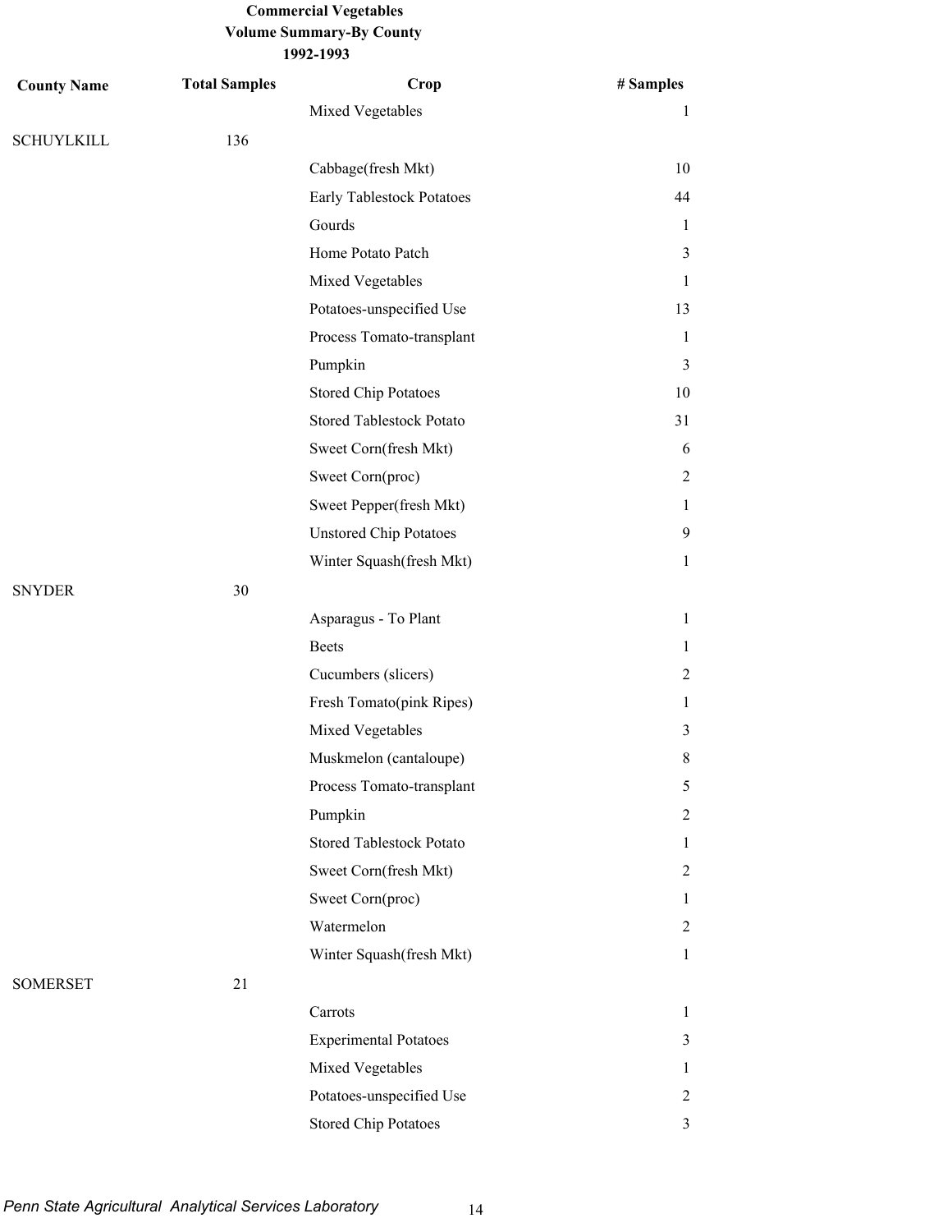**Commercial Vegetables**
**Volume Summary-By County**
**1992-1993**

| County Name | Total Samples | Crop | # Samples |
|---|---|---|---|
| | | Mixed Vegetables | 1 |
| SCHUYLKILL | 136 | | |
| | | Cabbage(fresh Mkt) | 10 |
| | | Early Tablestock Potatoes | 44 |
| | | Gourds | 1 |
| | | Home Potato Patch | 3 |
| | | Mixed Vegetables | 1 |
| | | Potatoes-unspecified Use | 13 |
| | | Process Tomato-transplant | 1 |
| | | Pumpkin | 3 |
| | | Stored Chip Potatoes | 10 |
| | | Stored Tablestock Potato | 31 |
| | | Sweet Corn(fresh Mkt) | 6 |
| | | Sweet Corn(proc) | 2 |
| | | Sweet Pepper(fresh Mkt) | 1 |
| | | Unstored Chip Potatoes | 9 |
| | | Winter Squash(fresh Mkt) | 1 |
| SNYDER | 30 | | |
| | | Asparagus - To Plant | 1 |
| | | Beets | 1 |
| | | Cucumbers (slicers) | 2 |
| | | Fresh Tomato(pink Ripes) | 1 |
| | | Mixed Vegetables | 3 |
| | | Muskmelon (cantaloupe) | 8 |
| | | Process Tomato-transplant | 5 |
| | | Pumpkin | 2 |
| | | Stored Tablestock Potato | 1 |
| | | Sweet Corn(fresh Mkt) | 2 |
| | | Sweet Corn(proc) | 1 |
| | | Watermelon | 2 |
| | | Winter Squash(fresh Mkt) | 1 |
| SOMERSET | 21 | | |
| | | Carrots | 1 |
| | | Experimental Potatoes | 3 |
| | | Mixed Vegetables | 1 |
| | | Potatoes-unspecified Use | 2 |
| | | Stored Chip Potatoes | 3 |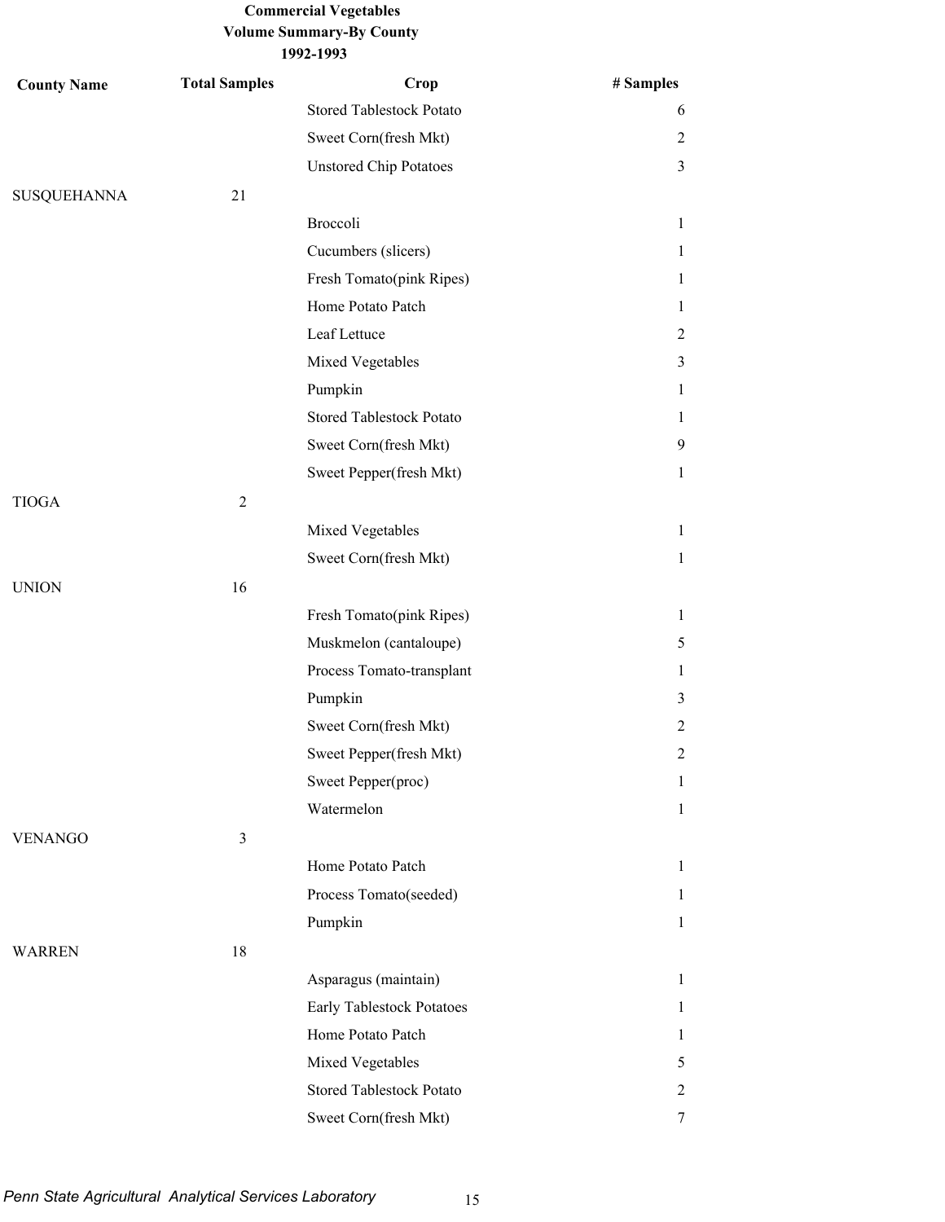**Commercial Vegetables**
**Volume Summary-By County**
**1992-1993**

| County Name | Total Samples | Crop | # Samples |
|---|---|---|---|
| | | Stored Tablestock Potato | 6 |
| | | Sweet Corn(fresh Mkt) | 2 |
| | | Unstored Chip Potatoes | 3 |
| SUSQUEHANNA | 21 | | |
| | | Broccoli | 1 |
| | | Cucumbers (slicers) | 1 |
| | | Fresh Tomato(pink Ripes) | 1 |
| | | Home Potato Patch | 1 |
| | | Leaf Lettuce | 2 |
| | | Mixed Vegetables | 3 |
| | | Pumpkin | 1 |
| | | Stored Tablestock Potato | 1 |
| | | Sweet Corn(fresh Mkt) | 9 |
| | | Sweet Pepper(fresh Mkt) | 1 |
| TIOGA | 2 | | |
| | | Mixed Vegetables | 1 |
| | | Sweet Corn(fresh Mkt) | 1 |
| UNION | 16 | | |
| | | Fresh Tomato(pink Ripes) | 1 |
| | | Muskmelon (cantaloupe) | 5 |
| | | Process Tomato-transplant | 1 |
| | | Pumpkin | 3 |
| | | Sweet Corn(fresh Mkt) | 2 |
| | | Sweet Pepper(fresh Mkt) | 2 |
| | | Sweet Pepper(proc) | 1 |
| | | Watermelon | 1 |
| VENANGO | 3 | | |
| | | Home Potato Patch | 1 |
| | | Process Tomato(seeded) | 1 |
| | | Pumpkin | 1 |
| WARREN | 18 | | |
| | | Asparagus (maintain) | 1 |
| | | Early Tablestock Potatoes | 1 |
| | | Home Potato Patch | 1 |
| | | Mixed Vegetables | 5 |
| | | Stored Tablestock Potato | 2 |
| | | Sweet Corn(fresh Mkt) | 7 |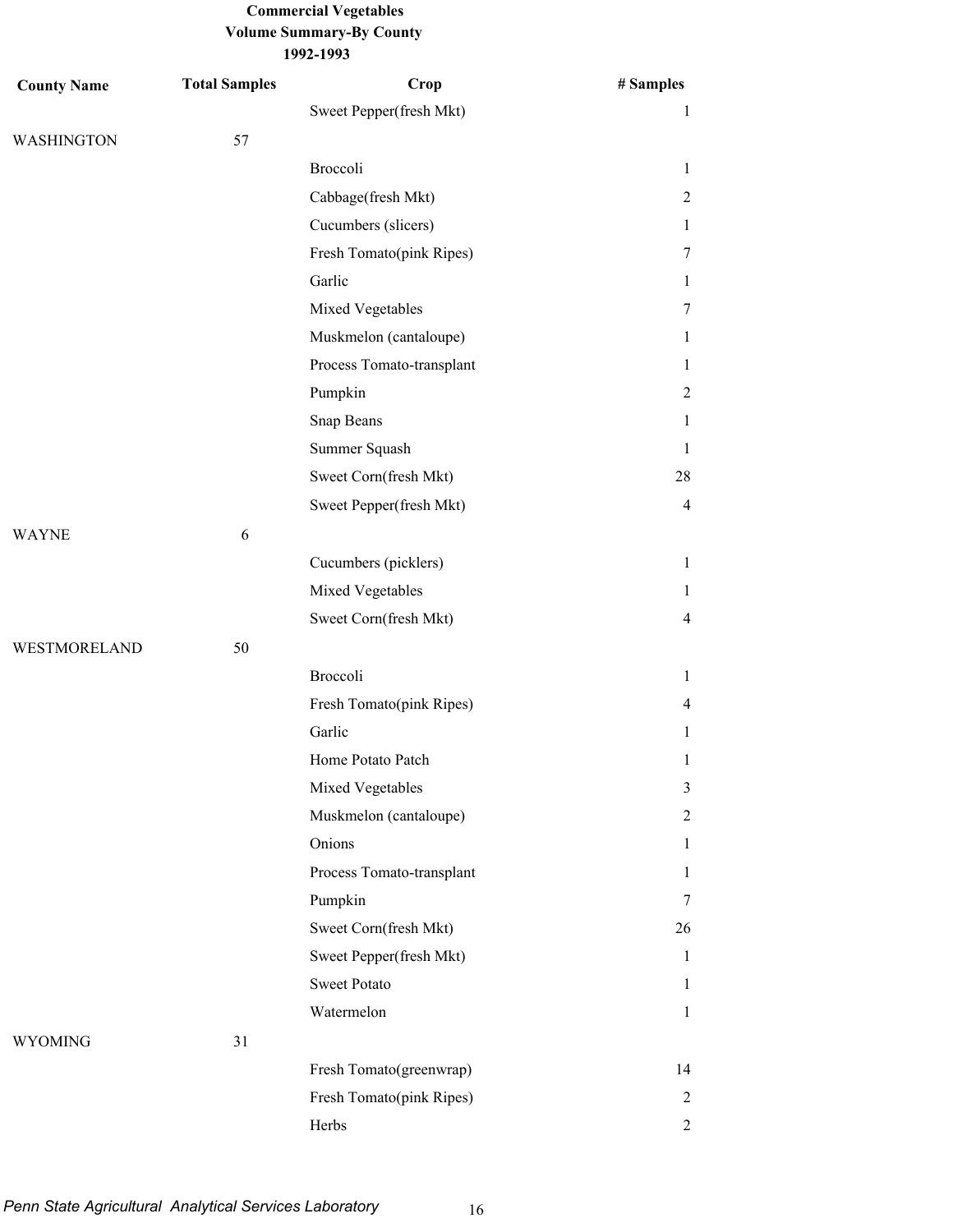**Commercial Vegetables**
**Volume Summary-By County**
**1992-1993**

| County Name | Total Samples | Crop | # Samples |
|---|---|---|---|
| | | Sweet Pepper(fresh Mkt) | 1 |
| WASHINGTON | 57 | | |
| | | Broccoli | 1 |
| | | Cabbage(fresh Mkt) | 2 |
| | | Cucumbers (slicers) | 1 |
| | | Fresh Tomato(pink Ripes) | 7 |
| | | Garlic | 1 |
| | | Mixed Vegetables | 7 |
| | | Muskmelon (cantaloupe) | 1 |
| | | Process Tomato-transplant | 1 |
| | | Pumpkin | 2 |
| | | Snap Beans | 1 |
| | | Summer Squash | 1 |
| | | Sweet Corn(fresh Mkt) | 28 |
| | | Sweet Pepper(fresh Mkt) | 4 |
| WAYNE | 6 | | |
| | | Cucumbers (picklers) | 1 |
| | | Mixed Vegetables | 1 |
| | | Sweet Corn(fresh Mkt) | 4 |
| WESTMORELAND | 50 | | |
| | | Broccoli | 1 |
| | | Fresh Tomato(pink Ripes) | 4 |
| | | Garlic | 1 |
| | | Home Potato Patch | 1 |
| | | Mixed Vegetables | 3 |
| | | Muskmelon (cantaloupe) | 2 |
| | | Onions | 1 |
| | | Process Tomato-transplant | 1 |
| | | Pumpkin | 7 |
| | | Sweet Corn(fresh Mkt) | 26 |
| | | Sweet Pepper(fresh Mkt) | 1 |
| | | Sweet Potato | 1 |
| | | Watermelon | 1 |
| WYOMING | 31 | | |
| | | Fresh Tomato(greenwrap) | 14 |
| | | Fresh Tomato(pink Ripes) | 2 |
| | | Herbs | 2 |

*Penn State Agricultural Analytical Services Laboratory*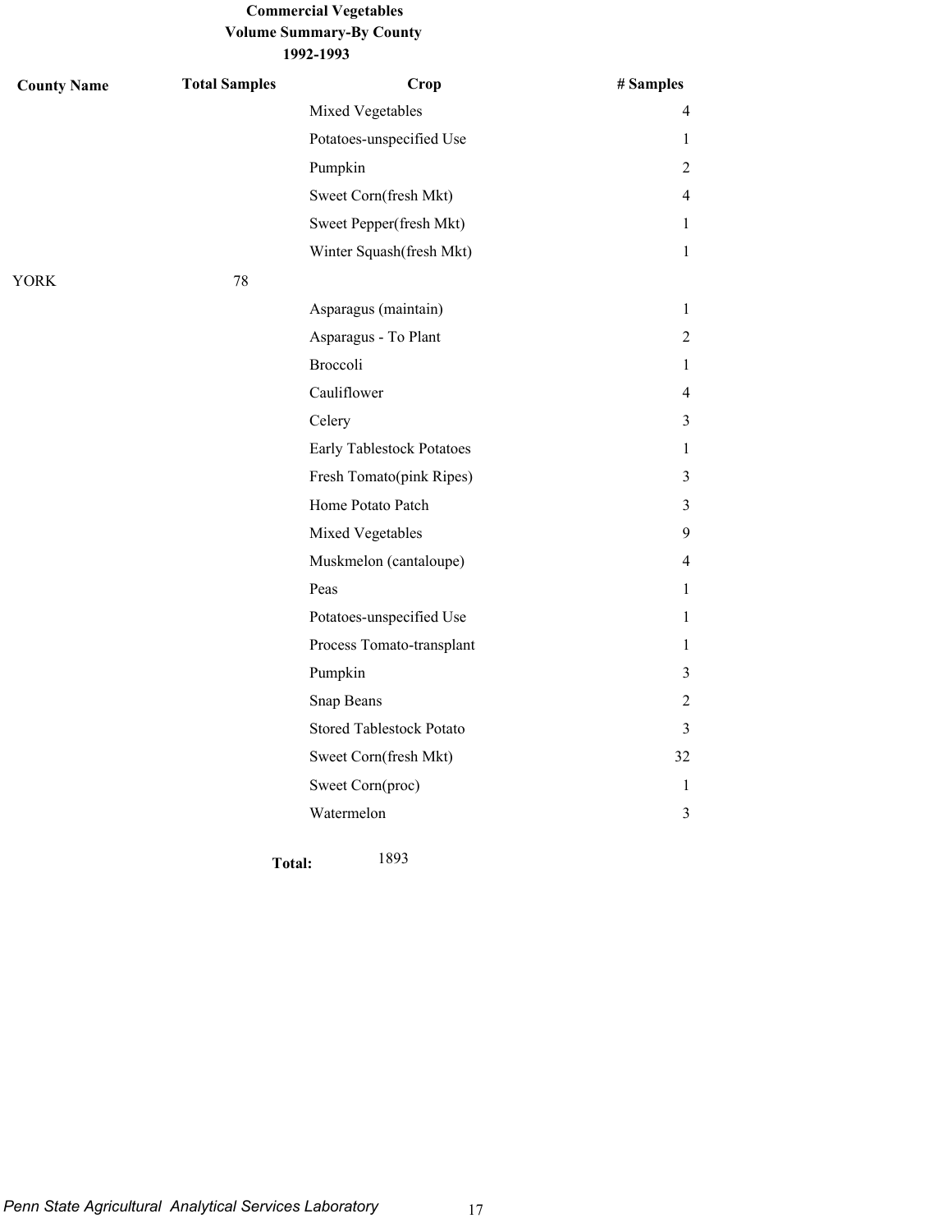**Commercial Vegetables**
**Volume Summary-By County**
**1992-1993**

| County Name | Total Samples | Crop | # Samples |
|---|---|---|---|
| | | Mixed Vegetables | 4 |
| | | Potatoes-unspecified Use | 1 |
| | | Pumpkin | 2 |
| | | Sweet Corn(fresh Mkt) | 4 |
| | | Sweet Pepper(fresh Mkt) | 1 |
| | | Winter Squash(fresh Mkt) | 1 |
| YORK | 78 | | |
| | | Asparagus (maintain) | 1 |
| | | Asparagus - To Plant | 2 |
| | | Broccoli | 1 |
| | | Cauliflower | 4 |
| | | Celery | 3 |
| | | Early Tablestock Potatoes | 1 |
| | | Fresh Tomato(pink Ripes) | 3 |
| | | Home Potato Patch | 3 |
| | | Mixed Vegetables | 9 |
| | | Muskmelon (cantaloupe) | 4 |
| | | Peas | 1 |
| | | Potatoes-unspecified Use | 1 |
| | | Process Tomato-transplant | 1 |
| | | Pumpkin | 3 |
| | | Snap Beans | 2 |
| | | Stored Tablestock Potato | 3 |
| | | Sweet Corn(fresh Mkt) | 32 |
| | | Sweet Corn(proc) | 1 |
| | | Watermelon | 3 |

**Total:** 1893

*Penn State Agricultural Analytical Services Laboratory*